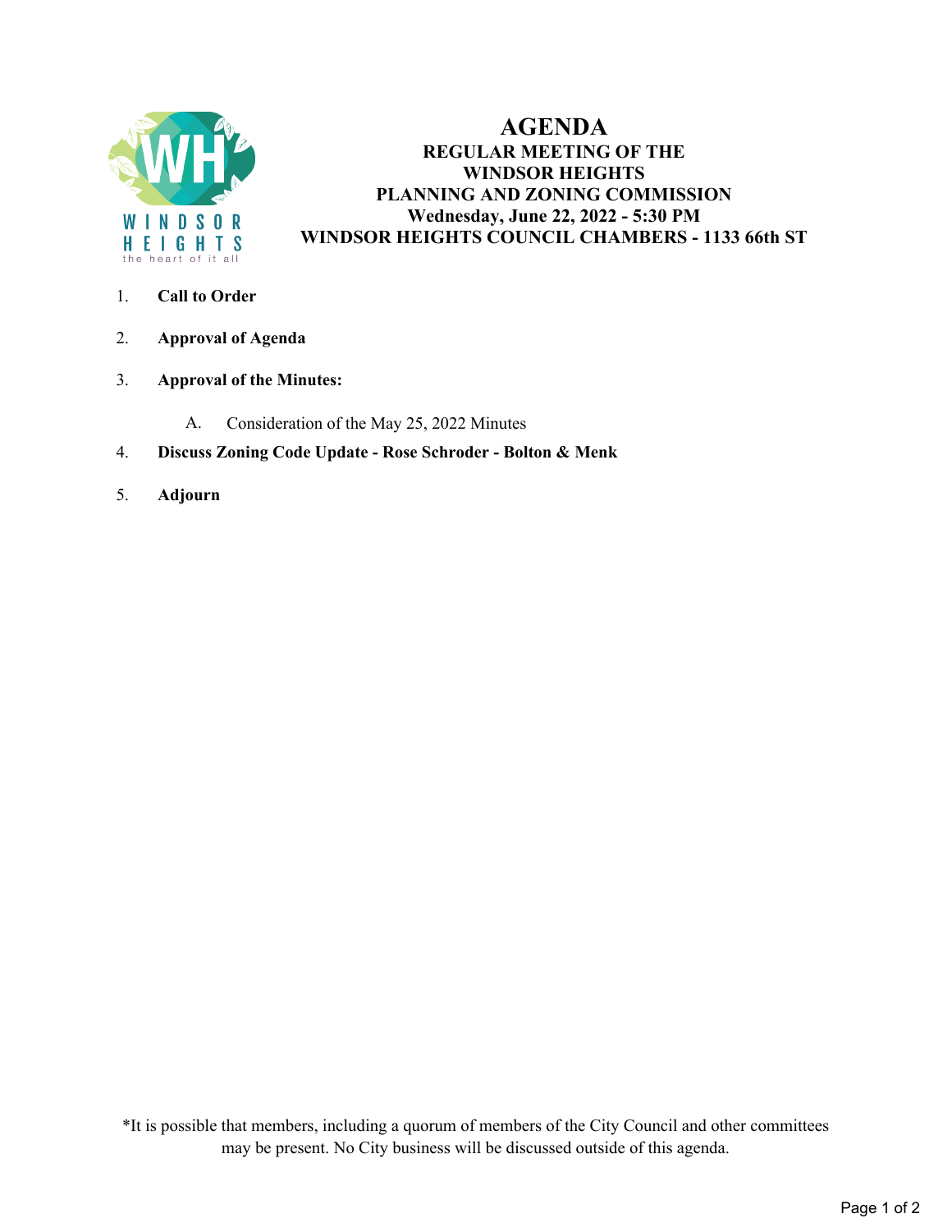# AGENDA

**REGULAR MEETING OF THE**
**WINDSOR HEIGHTS**
**PLANNING AND ZONING COMMISSION**
**Wednesday, June 22, 2022 - 5:30 PM**
**WINDSOR HEIGHTS COUNCIL CHAMBERS - 1133 66th ST**

1. **Call to Order**
2. **Approval of Agenda**
3. **Approval of the Minutes:**
   A. Consideration of the May 25, 2022 Minutes
4. **Discuss Zoning Code Update - Rose Schroder - Bolton & Menk**
5. **Adjourn**

*It is possible that members, including a quorum of members of the City Council and other committees may be present. No City business will be discussed outside of this agenda.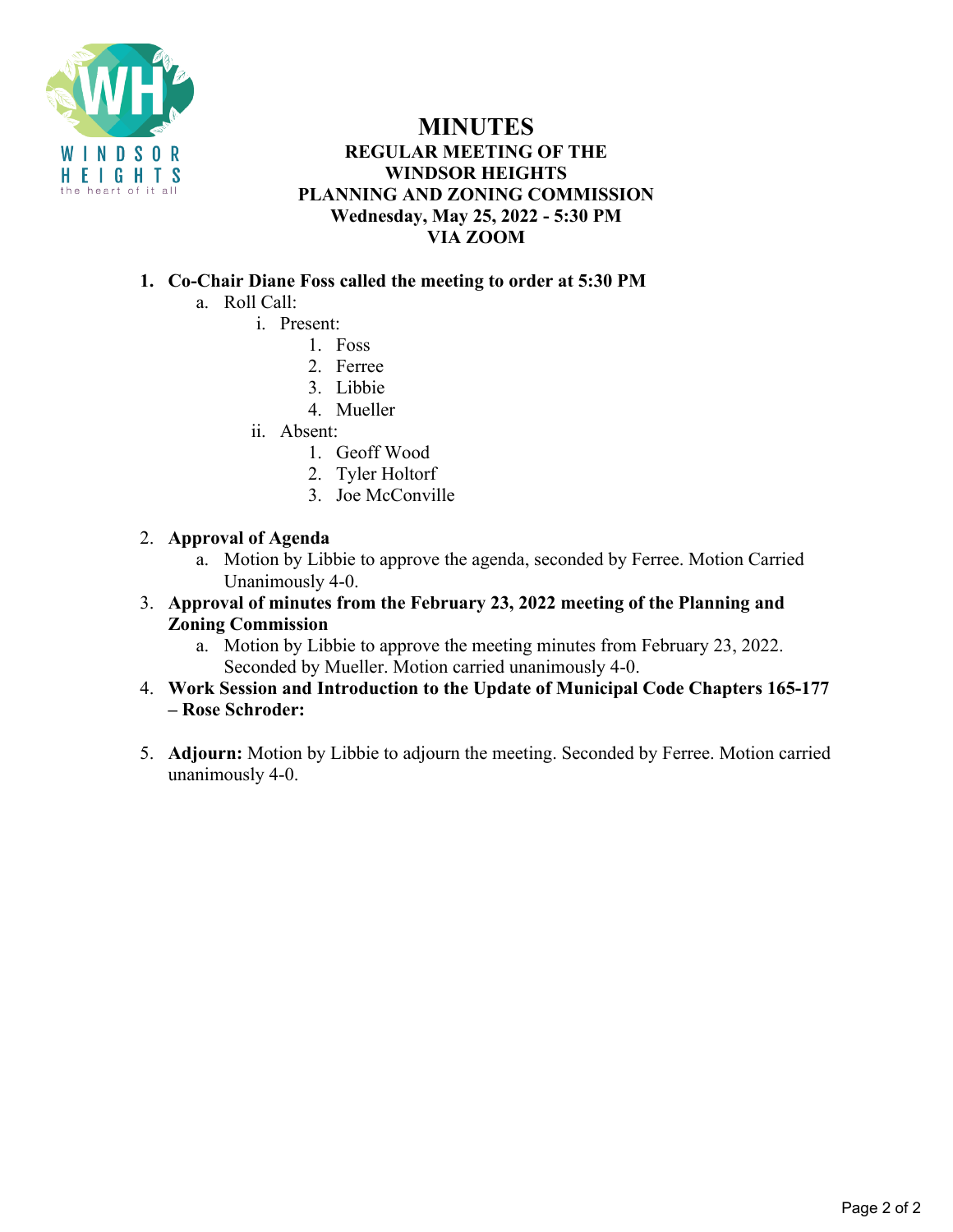WINDSOR HEIGHTS
the heart of it all

# MINUTES

**REGULAR MEETING OF THE**
**WINDSOR HEIGHTS**
**PLANNING AND ZONING COMMISSION**
**Wednesday, May 25, 2022 - 5:30 PM**
**VIA ZOOM**

1. **Co-Chair Diane Foss called the meeting to order at 5:30 PM**
    a. Roll Call:
        i. Present:
            1. Foss
            2. Ferree
            3. Libbie
            4. Mueller
        ii. Absent:
            1. Geoff Wood
            2. Tyler Holtorf
            3. Joe McConville

2. **Approval of Agenda**
    a. Motion by Libbie to approve the agenda, seconded by Ferree. Motion Carried Unanimously 4-0.
3. **Approval of minutes from the February 23, 2022 meeting of the Planning and Zoning Commission**
    a. Motion by Libbie to approve the meeting minutes from February 23, 2022. Seconded by Mueller. Motion carried unanimously 4-0.
4. **Work Session and Introduction to the Update of Municipal Code Chapters 165-177 – Rose Schroder:**

5. **Adjourn:** Motion by Libbie to adjourn the meeting. Seconded by Ferree. Motion carried unanimously 4-0.